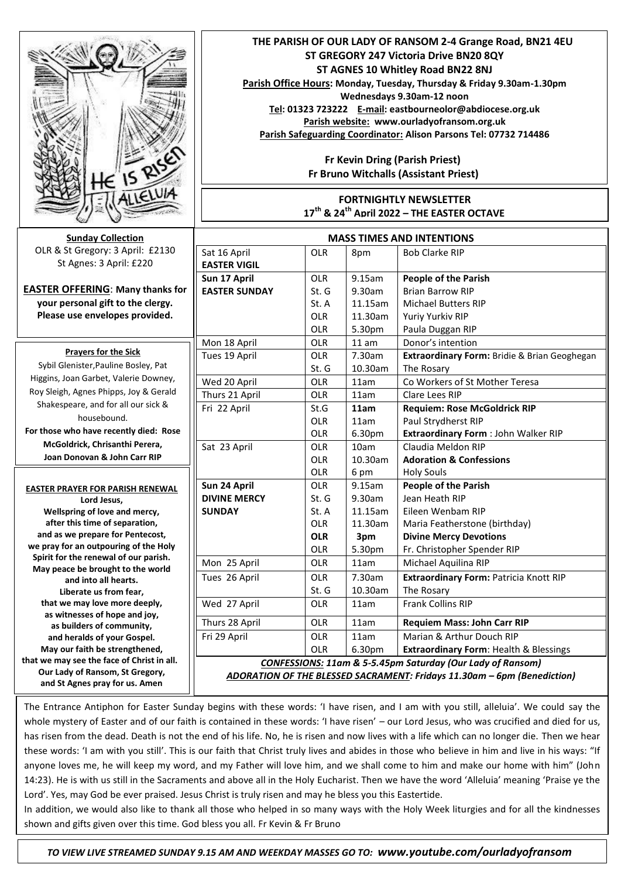# THE PARISH OF OUR LADY OF RANSOM 2-4 Grange Road, BN21 4EU

**ST GREGORY 247 Victoria Drive BN20 8QY**

**ST AGNES 10 Whitley Road BN22 8NJ**

**Parish Office Hours: Monday, Tuesday, Thursday & Friday 9.30am-1.30pm**
**Wednesdays 9.30am-12 noon**

**Tel: 01323 723222 E-mail: eastbourneolor@abdiocese.org.uk**

**Parish website: www.ourladyofransom.org.uk**

**Parish Safeguarding Coordinator: Alison Parsons Tel: 07732 714486**

**Fr Kevin Dring (Parish Priest)**
**Fr Bruno Witchalls (Assistant Priest)**

## FORTNIGHTLY NEWSLETTER
## 17th & 24th April 2022 – THE EASTER OCTAVE

**Sunday Collection**
OLR & St Gregory: 3 April: £2130
St Agnes: 3 April: £220

**EASTER OFFERING: Many thanks for your personal gift to the clergy. Please use envelopes provided.**

**Prayers for the Sick**
Sybil Glenister, Pauline Bosley, Pat Higgins, Joan Garbet, Valerie Downey, Roy Sleigh, Agnes Phipps, Joy & Gerald Shakespeare, and for all our sick & housebound.
**For those who have recently died: Rose McGoldrick, Chrisanthi Perera, Joan Donovan & John Carr RIP**

**EASTER PRAYER FOR PARISH RENEWAL**
**Lord Jesus,**
**Wellspring of love and mercy,**
**after this time of separation,**
**and as we prepare for Pentecost,**
**we pray for an outpouring of the Holy Spirit for the renewal of our parish.**
**May peace be brought to the world and into all hearts.**
**Liberate us from fear,**
**that we may love more deeply,**
**as witnesses of hope and joy,**
**as builders of community,**
**and heralds of your Gospel.**
**May our faith be strengthened,**
**that we may see the face of Christ in all.**
**Our Lady of Ransom, St Gregory, and St Agnes pray for us. Amen**

## MASS TIMES AND INTENTIONS

| | | | |
|---|---|---|---|
| Sat 16 April **EASTER VIGIL** | OLR | 8pm | Bob Clarke RIP |
| **Sun 17 April EASTER SUNDAY** | OLR | 9.15am | **People of the Parish** |
| | St. G | 9.30am | Brian Barrow RIP |
| | St. A | 11.15am | Michael Butters RIP |
| | OLR | 11.30am | Yuriy Yurkiv RIP |
| | OLR | 5.30pm | Paula Duggan RIP |
| Mon 18 April | OLR | 11 am | Donor's intention |
| Tues 19 April | OLR | 7.30am | **Extraordinary Form:** Bridie & Brian Geoghegan |
| | St. G | 10.30am | The Rosary |
| Wed 20 April | OLR | 11am | Co Workers of St Mother Teresa |
| Thurs 21 April | OLR | 11am | Clare Lees RIP |
| Fri 22 April | St.G | **11am** | **Requiem: Rose McGoldrick RIP** |
| | OLR | 11am | Paul Strydherst RIP |
| | OLR | 6.30pm | **Extraordinary Form** : John Walker RIP |
| Sat 23 April | OLR | 10am | Claudia Meldon RIP |
| | OLR | 10.30am | **Adoration & Confessions** |
| | OLR | 6 pm | Holy Souls |
| **Sun 24 April DIVINE MERCY SUNDAY** | OLR | 9.15am | **People of the Parish** |
| | St. G | 9.30am | Jean Heath RIP |
| | St. A | 11.15am | Eileen Wenbam RIP |
| | OLR | 11.30am | Maria Featherstone (birthday) |
| | **OLR** | **3pm** | **Divine Mercy Devotions** |
| | OLR | 5.30pm | Fr. Christopher Spender RIP |
| Mon 25 April | OLR | 11am | Michael Aquilina RIP |
| Tues 26 April | OLR | 7.30am | **Extraordinary Form:** Patricia Knott RIP |
| | St. G | 10.30am | The Rosary |
| Wed 27 April | OLR | 11am | Frank Collins RIP |
| Thurs 28 April | OLR | 11am | **Requiem Mass: John Carr RIP** |
| Fri 29 April | OLR | 11am | Marian & Arthur Douch RIP |
| | OLR | 6.30pm | **Extraordinary Form**: Health & Blessings |

***CONFESSIONS:** 11am & 5-5.45pm Saturday (Our Lady of Ransom)*
***ADORATION OF THE BLESSED SACRAMENT:** Fridays 11.30am – 6pm (Benediction)*

The Entrance Antiphon for Easter Sunday begins with these words: 'I have risen, and I am with you still, alleluia'. We could say the whole mystery of Easter and of our faith is contained in these words: 'I have risen' – our Lord Jesus, who was crucified and died for us, has risen from the dead. Death is not the end of his life. No, he is risen and now lives with a life which can no longer die. Then we hear these words: 'I am with you still'. This is our faith that Christ truly lives and abides in those who believe in him and live in his ways: "If anyone loves me, he will keep my word, and my Father will love him, and we shall come to him and make our home with him" (John 14:23). He is with us still in the Sacraments and above all in the Holy Eucharist. Then we have the word 'Alleluia' meaning 'Praise ye the Lord'. Yes, may God be ever praised. Jesus Christ is truly risen and may he bless you this Eastertide.

In addition, we would also like to thank all those who helped in so many ways with the Holy Week liturgies and for all the kindnesses shown and gifts given over this time. God bless you all. Fr Kevin & Fr Bruno

*TO VIEW LIVE STREAMED SUNDAY 9.15 AM AND WEEKDAY MASSES GO TO: **www.youtube.com/ourladyofransom***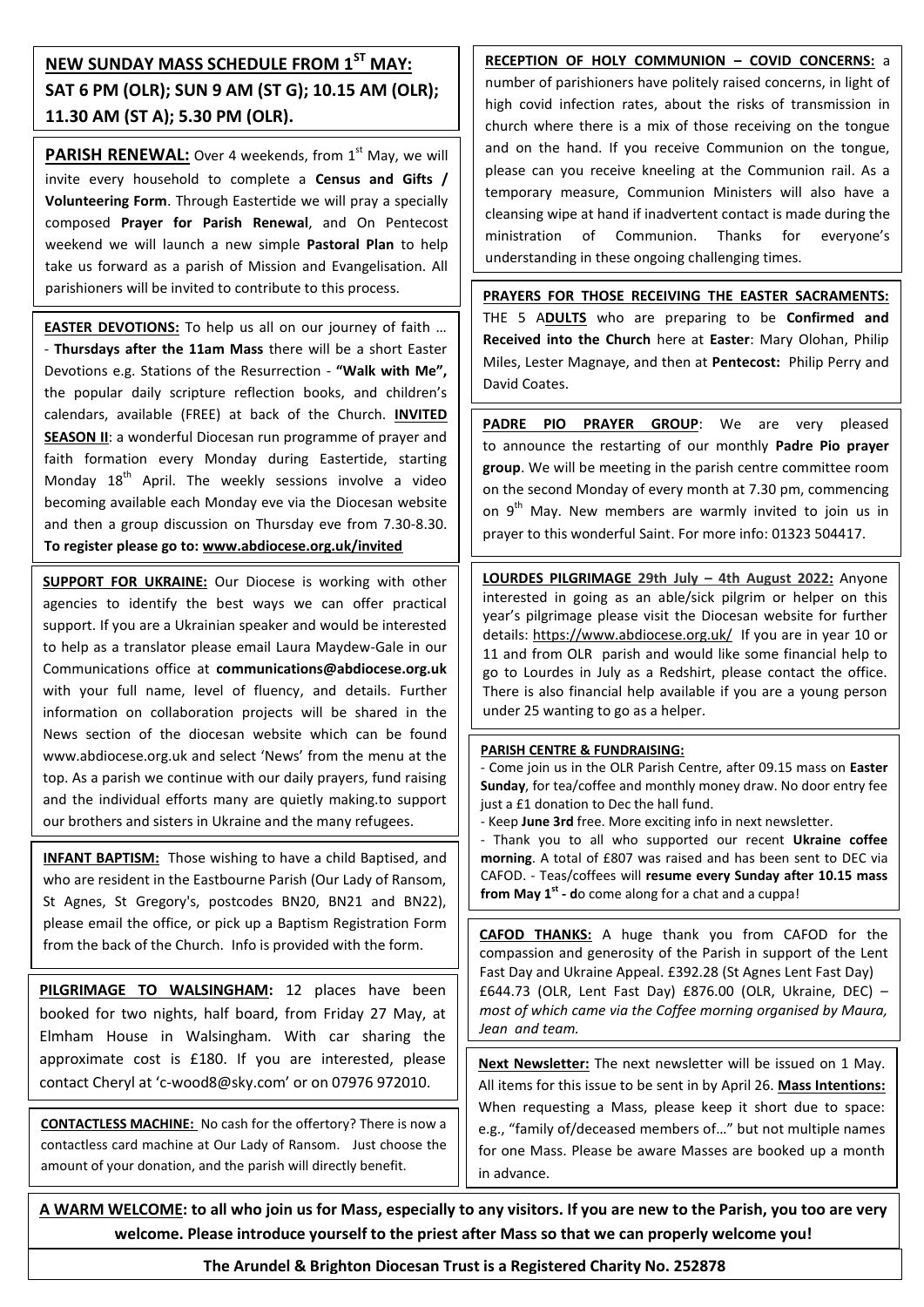**NEW SUNDAY MASS SCHEDULE FROM 1ST MAY: SAT 6 PM (OLR); SUN 9 AM (ST G); 10.15 AM (OLR); 11.30 AM (ST A); 5.30 PM (OLR).**

**PARISH RENEWAL:** Over 4 weekends, from 1st May, we will invite every household to complete a **Census and Gifts / Volunteering Form**. Through Eastertide we will pray a specially composed **Prayer for Parish Renewal**, and On Pentecost weekend we will launch a new simple **Pastoral Plan** to help take us forward as a parish of Mission and Evangelisation. All parishioners will be invited to contribute to this process.

**EASTER DEVOTIONS:** To help us all on our journey of faith … - **Thursdays after the 11am Mass** there will be a short Easter Devotions e.g. Stations of the Resurrection - **"Walk with Me",** the popular daily scripture reflection books, and children's calendars, available (FREE) at back of the Church. **INVITED SEASON II**: a wonderful Diocesan run programme of prayer and faith formation every Monday during Eastertide, starting Monday 18th April. The weekly sessions involve a video becoming available each Monday eve via the Diocesan website and then a group discussion on Thursday eve from 7.30-8.30. **To register please go to: www.abdiocese.org.uk/invited**

**SUPPORT FOR UKRAINE:** Our Diocese is working with other agencies to identify the best ways we can offer practical support. If you are a Ukrainian speaker and would be interested to help as a translator please email Laura Maydew-Gale in our Communications office at **communications@abdiocese.org.uk** with your full name, level of fluency, and details. Further information on collaboration projects will be shared in the News section of the diocesan website which can be found www.abdiocese.org.uk and select 'News' from the menu at the top. As a parish we continue with our daily prayers, fund raising and the individual efforts many are quietly making.to support our brothers and sisters in Ukraine and the many refugees.

**INFANT BAPTISM:** Those wishing to have a child Baptised, and who are resident in the Eastbourne Parish (Our Lady of Ransom, St Agnes, St Gregory's, postcodes BN20, BN21 and BN22), please email the office, or pick up a Baptism Registration Form from the back of the Church. Info is provided with the form.

**PILGRIMAGE TO WALSINGHAM:** 12 places have been booked for two nights, half board, from Friday 27 May, at Elmham House in Walsingham. With car sharing the approximate cost is £180. If you are interested, please contact Cheryl at 'c-wood8@sky.com' or on 07976 972010.

**CONTACTLESS MACHINE:** No cash for the offertory? There is now a contactless card machine at Our Lady of Ransom. Just choose the amount of your donation, and the parish will directly benefit.

**RECEPTION OF HOLY COMMUNION – COVID CONCERNS:** a number of parishioners have politely raised concerns, in light of high covid infection rates, about the risks of transmission in church where there is a mix of those receiving on the tongue and on the hand. If you receive Communion on the tongue, please can you receive kneeling at the Communion rail. As a temporary measure, Communion Ministers will also have a cleansing wipe at hand if inadvertent contact is made during the ministration of Communion. Thanks for everyone's understanding in these ongoing challenging times.

**PRAYERS FOR THOSE RECEIVING THE EASTER SACRAMENTS:** THE 5 A**DULTS** who are preparing to be **Confirmed and Received into the Church** here at **Easter**: Mary Olohan, Philip Miles, Lester Magnaye, and then at **Pentecost:** Philip Perry and David Coates.

**PADRE PIO PRAYER GROUP**: We are very pleased to announce the restarting of our monthly **Padre Pio prayer group**. We will be meeting in the parish centre committee room on the second Monday of every month at 7.30 pm, commencing on 9th May. New members are warmly invited to join us in prayer to this wonderful Saint. For more info: 01323 504417.

**LOURDES PILGRIMAGE 29th July – 4th August 2022:** Anyone interested in going as an able/sick pilgrim or helper on this year's pilgrimage please visit the Diocesan website for further details: https://www.abdiocese.org.uk/ If you are in year 10 or 11 and from OLR parish and would like some financial help to go to Lourdes in July as a Redshirt, please contact the office. There is also financial help available if you are a young person under 25 wanting to go as a helper.

**PARISH CENTRE & FUNDRAISING:**

- Come join us in the OLR Parish Centre, after 09.15 mass on **Easter Sunday**, for tea/coffee and monthly money draw. No door entry fee just a £1 donation to Dec the hall fund.
- Keep **June 3rd** free. More exciting info in next newsletter.
- Thank you to all who supported our recent **Ukraine coffee morning**. A total of £807 was raised and has been sent to DEC via CAFOD. - Teas/coffees will **resume every Sunday after 10.15 mass from May 1st - d**o come along for a chat and a cuppa!

**CAFOD THANKS:** A huge thank you from CAFOD for the compassion and generosity of the Parish in support of the Lent Fast Day and Ukraine Appeal. £392.28 (St Agnes Lent Fast Day) £644.73 (OLR, Lent Fast Day) £876.00 (OLR, Ukraine, DEC) – *most of which came via the Coffee morning organised by Maura, Jean and team.*

**Next Newsletter:** The next newsletter will be issued on 1 May. All items for this issue to be sent in by April 26. **Mass Intentions:** When requesting a Mass, please keep it short due to space: e.g., "family of/deceased members of…" but not multiple names for one Mass. Please be aware Masses are booked up a month in advance.

**A WARM WELCOME: to all who join us for Mass, especially to any visitors. If you are new to the Parish, you too are very welcome. Please introduce yourself to the priest after Mass so that we can properly welcome you!**

**The Arundel & Brighton Diocesan Trust is a Registered Charity No. 252878**